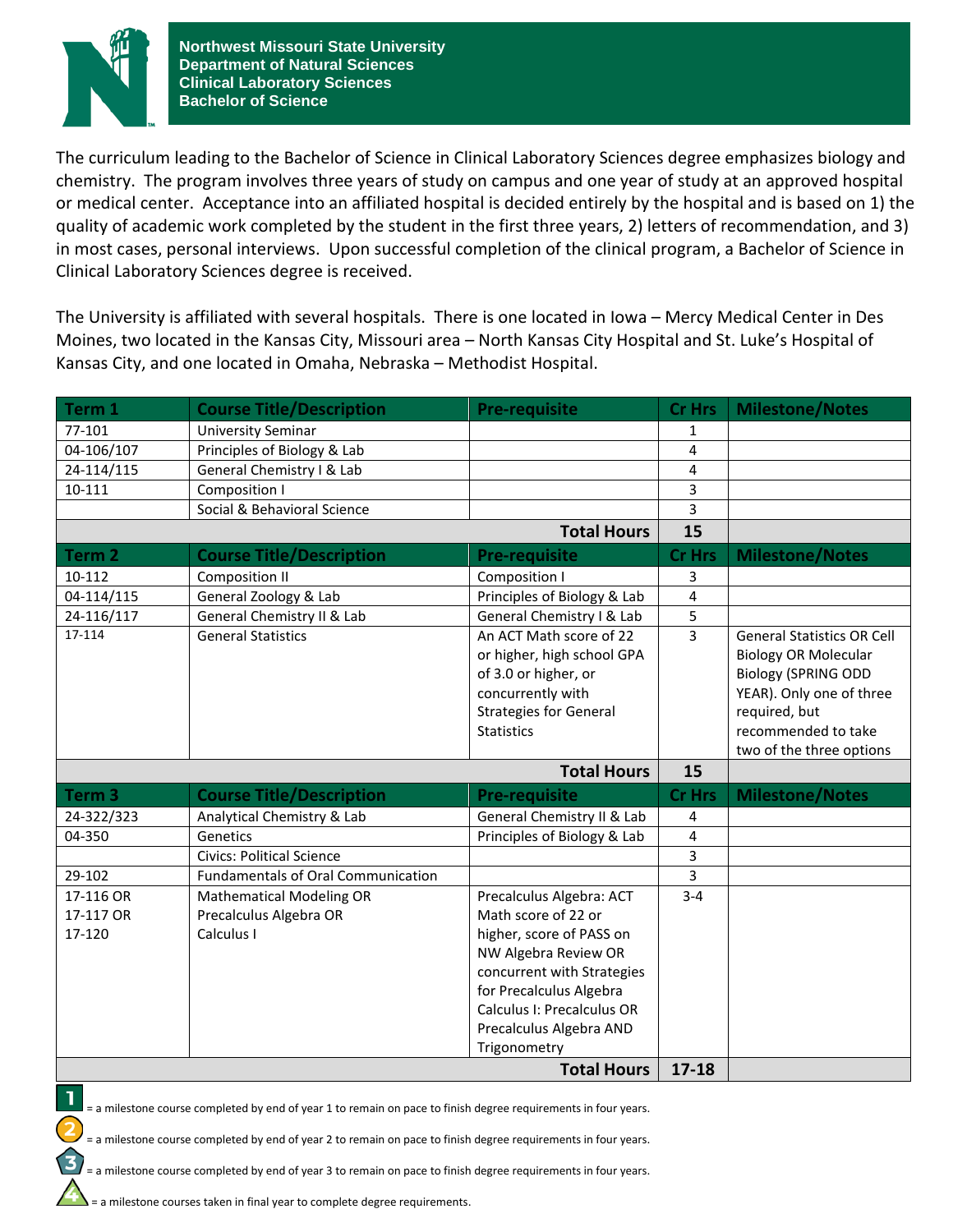# Northwest Missouri State University
## Department of Natural Sciences
## Clinical Laboratory Sciences
## Bachelor of Science

The curriculum leading to the Bachelor of Science in Clinical Laboratory Sciences degree emphasizes biology and chemistry. The program involves three years of study on campus and one year of study at an approved hospital or medical center. Acceptance into an affiliated hospital is decided entirely by the hospital and is based on 1) the quality of academic work completed by the student in the first three years, 2) letters of recommendation, and 3) in most cases, personal interviews. Upon successful completion of the clinical program, a Bachelor of Science in Clinical Laboratory Sciences degree is received.

The University is affiliated with several hospitals. There is one located in Iowa – Mercy Medical Center in Des Moines, two located in the Kansas City, Missouri area – North Kansas City Hospital and St. Luke's Hospital of Kansas City, and one located in Omaha, Nebraska – Methodist Hospital.

| Term 1 | Course Title/Description | Pre-requisite | Cr Hrs | Milestone/Notes |
|---|---|---|---|---|
| 77-101 | University Seminar | | 1 | |
| 04-106/107 | Principles of Biology & Lab | | 4 | |
| 24-114/115 | General Chemistry I & Lab | | 4 | |
| 10-111 | Composition I | | 3 | |
| | Social & Behavioral Science | | 3 | |
| | | **Total Hours** | **15** | |
| **Term 2** | **Course Title/Description** | **Pre-requisite** | **Cr Hrs** | **Milestone/Notes** |
| 10-112 | Composition II | Composition I | 3 | |
| 04-114/115 | General Zoology & Lab | Principles of Biology & Lab | 4 | |
| 24-116/117 | General Chemistry II & Lab | General Chemistry I & Lab | 5 | |
| 17-114 | General Statistics | An ACT Math score of 22 or higher, high school GPA of 3.0 or higher, or concurrently with Strategies for General Statistics | 3 | General Statistics OR Cell Biology OR Molecular Biology (SPRING ODD YEAR). Only one of three required, but recommended to take two of the three options |
| | | **Total Hours** | **15** | |
| **Term 3** | **Course Title/Description** | **Pre-requisite** | **Cr Hrs** | **Milestone/Notes** |
| 24-322/323 | Analytical Chemistry & Lab | General Chemistry II & Lab | 4 | |
| 04-350 | Genetics | Principles of Biology & Lab | 4 | |
| | Civics: Political Science | | 3 | |
| 29-102 | Fundamentals of Oral Communication | | 3 | |
| 17-116 OR 17-117 OR 17-120 | Mathematical Modeling OR Precalculus Algebra OR Calculus I | Precalculus Algebra: ACT Math score of 22 or higher, score of PASS on NW Algebra Review OR concurrent with Strategies for Precalculus Algebra Calculus I: Precalculus OR Precalculus Algebra AND Trigonometry | 3-4 | |
| | | **Total Hours** | **17-18** | |

1 = a milestone course completed by end of year 1 to remain on pace to finish degree requirements in four years.

2 = a milestone course completed by end of year 2 to remain on pace to finish degree requirements in four years.

3 = a milestone course completed by end of year 3 to remain on pace to finish degree requirements in four years.

4 = a milestone courses taken in final year to complete degree requirements.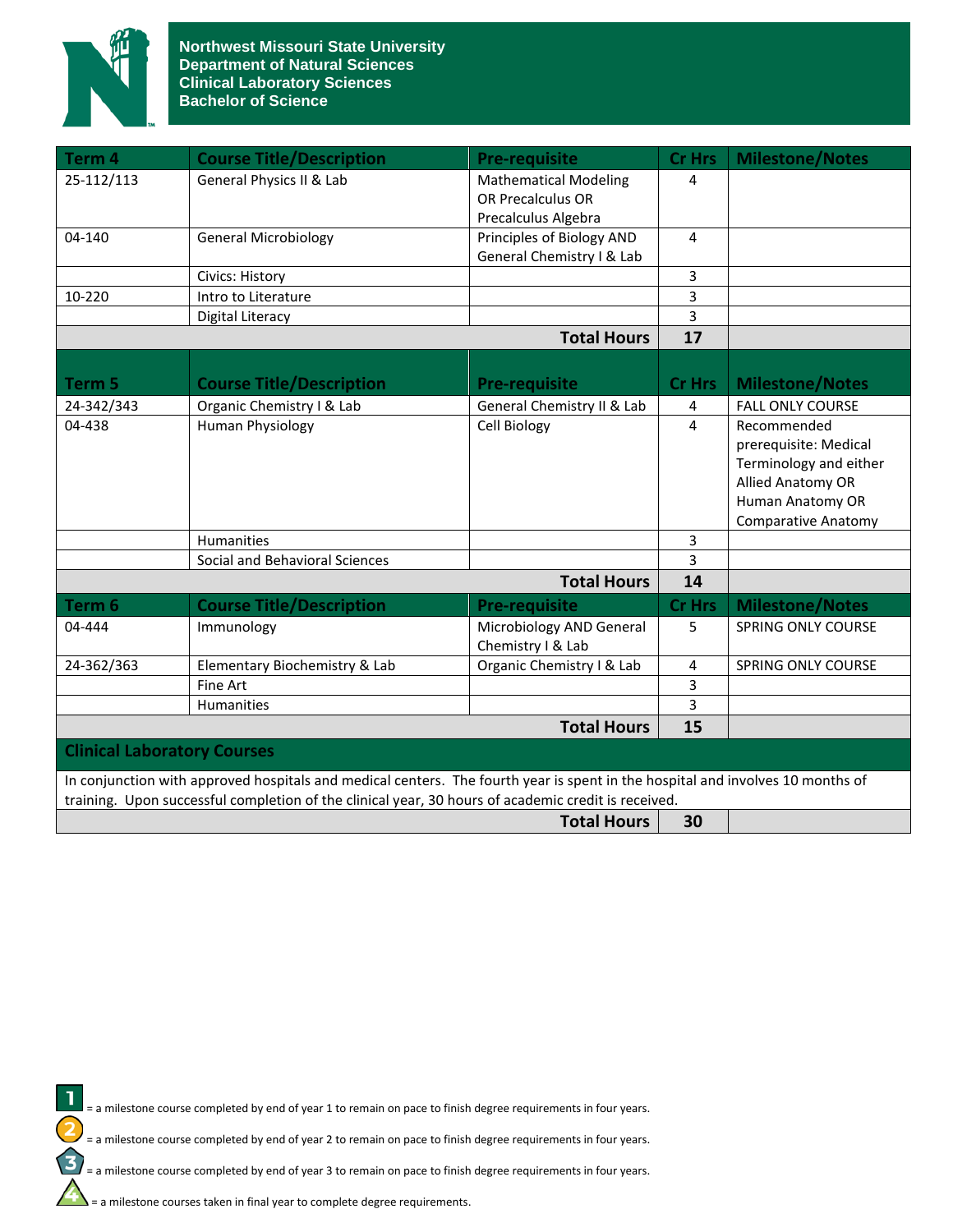**Northwest Missouri State University**
**Department of Natural Sciences**
**Clinical Laboratory Sciences**
**Bachelor of Science**

| Term 4 | Course Title/Description | Pre-requisite | Cr Hrs | Milestone/Notes |
|---|---|---|---|---|
| 25-112/113 | General Physics II & Lab | Mathematical Modeling OR Precalculus OR Precalculus Algebra | 4 | |
| 04-140 | General Microbiology | Principles of Biology AND General Chemistry I & Lab | 4 | |
| | Civics: History | | 3 | |
| 10-220 | Intro to Literature | | 3 | |
| | Digital Literacy | | 3 | |
| | | **Total Hours** | **17** | |

| Term 5 | Course Title/Description | Pre-requisite | Cr Hrs | Milestone/Notes |
|---|---|---|---|---|
| 24-342/343 | Organic Chemistry I & Lab | General Chemistry II & Lab | 4 | FALL ONLY COURSE |
| 04-438 | Human Physiology | Cell Biology | 4 | Recommended prerequisite: Medical Terminology and either Allied Anatomy OR Human Anatomy OR Comparative Anatomy |
| | Humanities | | 3 | |
| | Social and Behavioral Sciences | | 3 | |
| | | **Total Hours** | **14** | |

| Term 6 | Course Title/Description | Pre-requisite | Cr Hrs | Milestone/Notes |
|---|---|---|---|---|
| 04-444 | Immunology | Microbiology AND General Chemistry I & Lab | 5 | SPRING ONLY COURSE |
| 24-362/363 | Elementary Biochemistry & Lab | Organic Chemistry I & Lab | 4 | SPRING ONLY COURSE |
| | Fine Art | | 3 | |
| | Humanities | | 3 | |
| | | **Total Hours** | **15** | |

**Clinical Laboratory Courses**

In conjunction with approved hospitals and medical centers. The fourth year is spent in the hospital and involves 10 months of training. Upon successful completion of the clinical year, 30 hours of academic credit is received.

**Total Hours** **30**

1 = a milestone course completed by end of year 1 to remain on pace to finish degree requirements in four years.

2 = a milestone course completed by end of year 2 to remain on pace to finish degree requirements in four years.

3 = a milestone course completed by end of year 3 to remain on pace to finish degree requirements in four years.

4 = a milestone courses taken in final year to complete degree requirements.